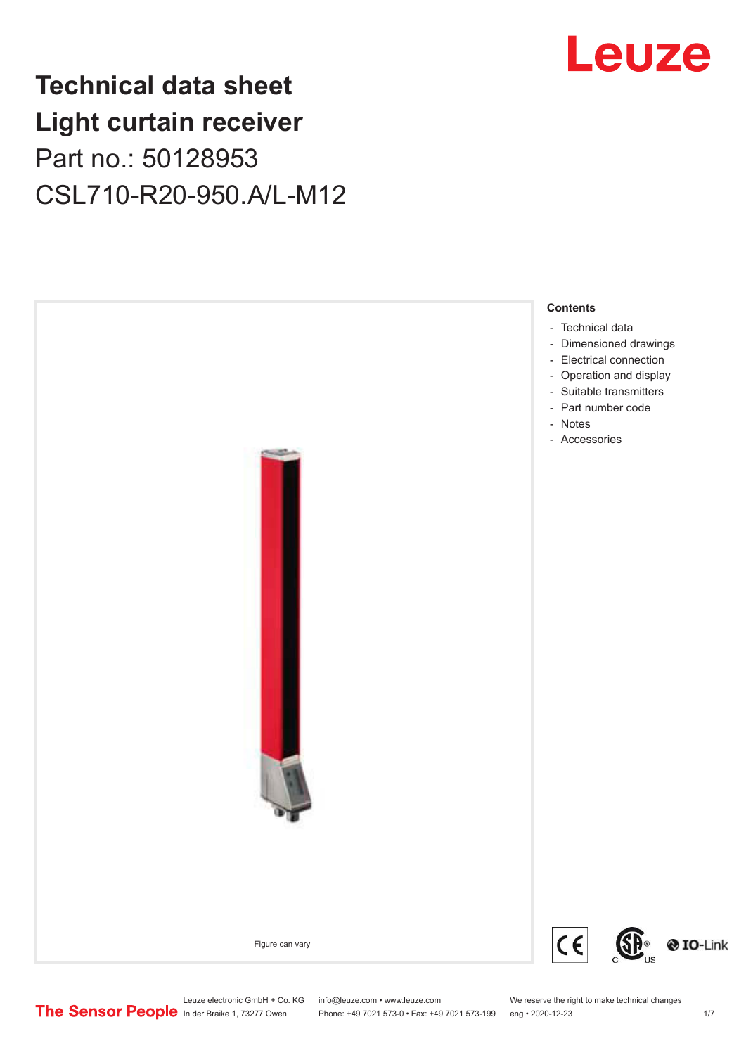# Technical data sheet
# Light curtain receiver
## Part no.: 50128953
## CSL710-R20-950.A/L-M12

Figure can vary

**Contents**

- Technical data
- Dimensioned drawings
- Electrical connection
- Operation and display
- Suitable transmitters
- Part number code
- Notes
- Accessories

Leuze electronic GmbH + Co. KG
In der Braike 1, 73277 Owen

info@leuze.com • www.leuze.com
Phone: +49 7021 573-0 • Fax: +49 7021 573-199

We reserve the right to make technical changes
eng • 2020-12-23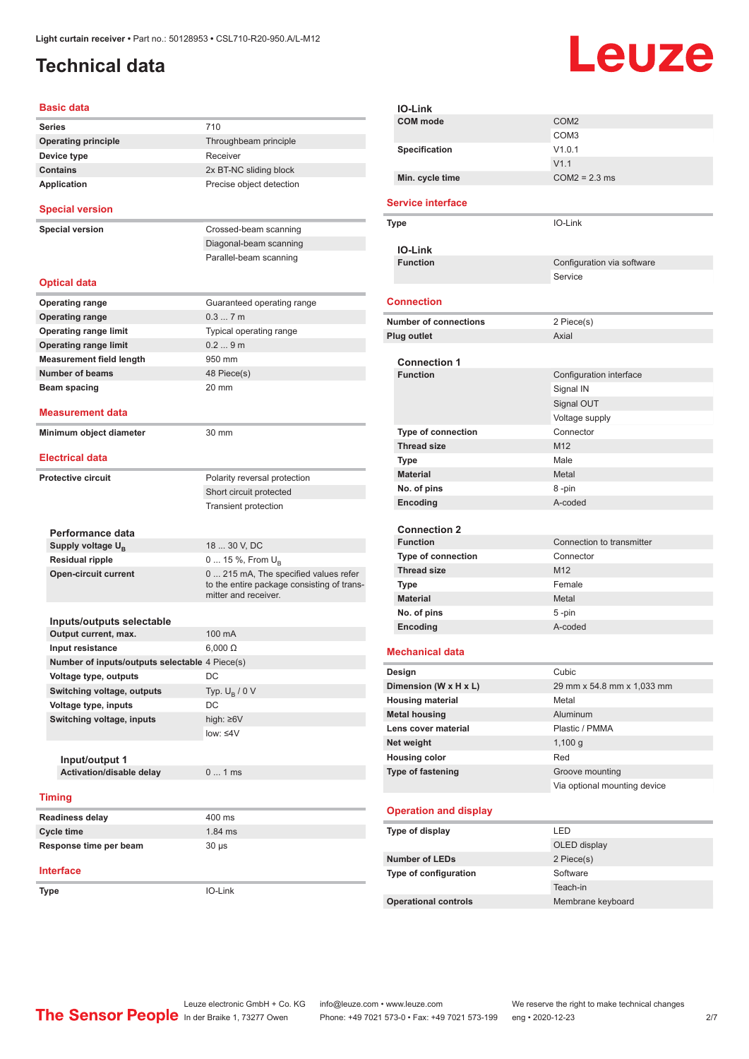Light curtain receiver • Part no.: 50128953 • CSL710-R20-950.A/L-M12

# Technical data

## Basic data

| | |
|---|---|
| **Series** | 710 |
| **Operating principle** | Throughbeam principle |
| **Device type** | Receiver |
| **Contains** | 2x BT-NC sliding block |
| **Application** | Precise object detection |

## Special version

| | |
|---|---|
| **Special version** | Crossed-beam scanning |
| | Diagonal-beam scanning |
| | Parallel-beam scanning |

## Optical data

| | |
|---|---|
| **Operating range** | Guaranteed operating range |
| **Operating range** | 0.3 ... 7 m |
| **Operating range limit** | Typical operating range |
| **Operating range limit** | 0.2 ... 9 m |
| **Measurement field length** | 950 mm |
| **Number of beams** | 48 Piece(s) |
| **Beam spacing** | 20 mm |

## Measurement data

| | |
|---|---|
| **Minimum object diameter** | 30 mm |

## Electrical data

| | |
|---|---|
| **Protective circuit** | Polarity reversal protection |
| | Short circuit protected |
| | Transient protection |

### Performance data

| | |
|---|---|
| **Supply voltage $U_B$** | 18 ... 30 V, DC |
| **Residual ripple** | 0 ... 15 %, From $U_B$ |
| **Open-circuit current** | 0 ... 215 mA, The specified values refer to the entire package consisting of transmitter and receiver. |

### Inputs/outputs selectable

| | |
|---|---|
| **Output current, max.** | 100 mA |
| **Input resistance** | 6,000 Ω |
| **Number of inputs/outputs selectable** | 4 Piece(s) |
| **Voltage type, outputs** | DC |
| **Switching voltage, outputs** | Typ. $U_B$ / 0 V |
| **Voltage type, inputs** | DC |
| **Switching voltage, inputs** | high: ≥6V |
| | low: ≤4V |

#### Input/output 1

| | |
|---|---|
| **Activation/disable delay** | 0 ... 1 ms |

## Timing

| | |
|---|---|
| **Readiness delay** | 400 ms |
| **Cycle time** | 1.84 ms |
| **Response time per beam** | 30 µs |

## Interface

| | |
|---|---|
| **Type** | IO-Link |

### IO-Link

| | |
|---|---|
| **COM mode** | COM2 |
| | COM3 |
| **Specification** | V1.0.1 |
| | V1.1 |
| **Min. cycle time** | COM2 = 2.3 ms |

## Service interface

| | |
|---|---|
| **Type** | IO-Link |

### IO-Link

| | |
|---|---|
| **Function** | Configuration via software |
| | Service |

## Connection

| | |
|---|---|
| **Number of connections** | 2 Piece(s) |
| **Plug outlet** | Axial |

### Connection 1

| | |
|---|---|
| **Function** | Configuration interface |
| | Signal IN |
| | Signal OUT |
| | Voltage supply |
| **Type of connection** | Connector |
| **Thread size** | M12 |
| **Type** | Male |
| **Material** | Metal |
| **No. of pins** | 8 -pin |
| **Encoding** | A-coded |

### Connection 2

| | |
|---|---|
| **Function** | Connection to transmitter |
| **Type of connection** | Connector |
| **Thread size** | M12 |
| **Type** | Female |
| **Material** | Metal |
| **No. of pins** | 5 -pin |
| **Encoding** | A-coded |

## Mechanical data

| | |
|---|---|
| **Design** | Cubic |
| **Dimension (W x H x L)** | 29 mm x 54.8 mm x 1,033 mm |
| **Housing material** | Metal |
| **Metal housing** | Aluminum |
| **Lens cover material** | Plastic / PMMA |
| **Net weight** | 1,100 g |
| **Housing color** | Red |
| **Type of fastening** | Groove mounting |
| | Via optional mounting device |

## Operation and display

| | |
|---|---|
| **Type of display** | LED |
| | OLED display |
| **Number of LEDs** | 2 Piece(s) |
| **Type of configuration** | Software |
| | Teach-in |
| **Operational controls** | Membrane keyboard |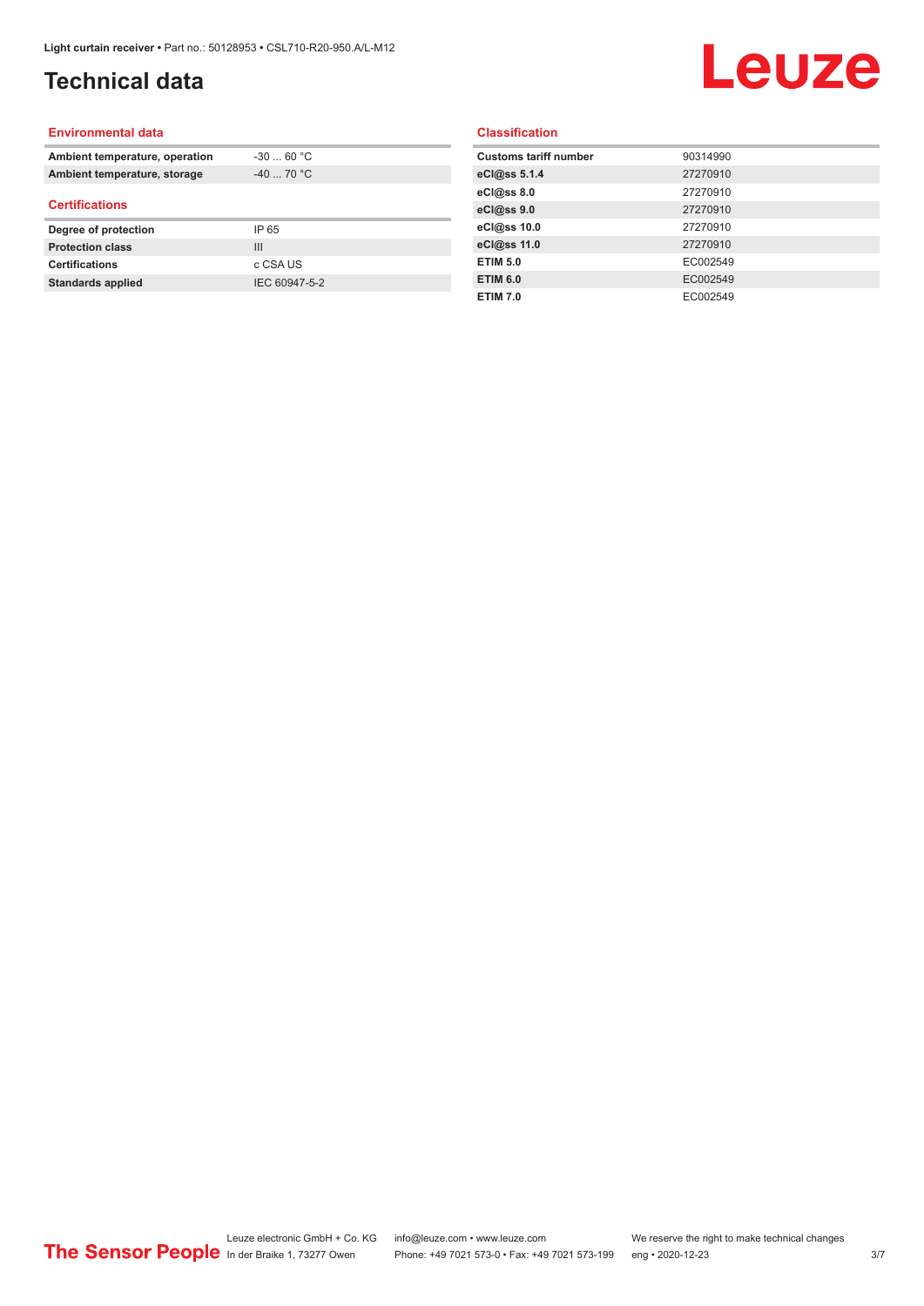# Technical data

## Environmental data

| | |
|---|---|
| **Ambient temperature, operation** | -30 ... 60 °C |
| **Ambient temperature, storage** | -40 ... 70 °C |

## Certifications

| | |
|---|---|
| **Degree of protection** | IP 65 |
| **Protection class** | III |
| **Certifications** | c CSA US |
| **Standards applied** | IEC 60947-5-2 |

## Classification

| | |
|---|---|
| **Customs tariff number** | 90314990 |
| **eCl@ss 5.1.4** | 27270910 |
| **eCl@ss 8.0** | 27270910 |
| **eCl@ss 9.0** | 27270910 |
| **eCl@ss 10.0** | 27270910 |
| **eCl@ss 11.0** | 27270910 |
| **ETIM 5.0** | EC002549 |
| **ETIM 6.0** | EC002549 |
| **ETIM 7.0** | EC002549 |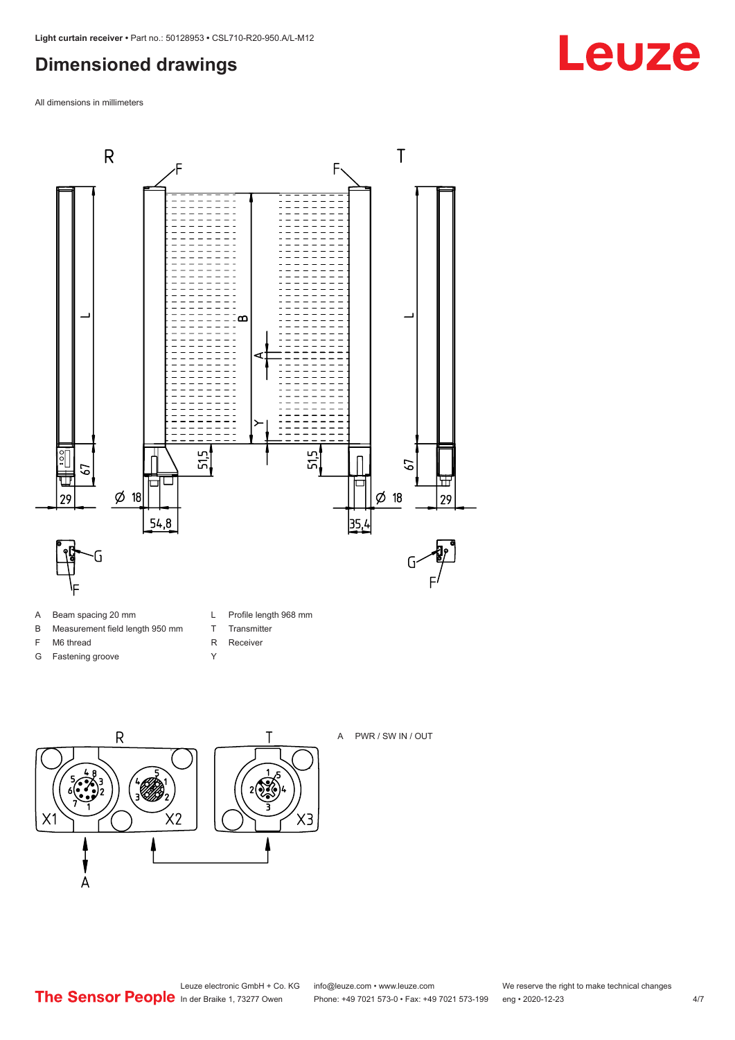# Dimensioned drawings

All dimensions in millimeters

| | | | |
|---|---|---|---|
| A | Beam spacing 20 mm | L | Profile length 968 mm |
| B | Measurement field length 950 mm | T | Transmitter |
| F | M6 thread | R | Receiver |
| G | Fastening groove | Y | |

A PWR / SW IN / OUT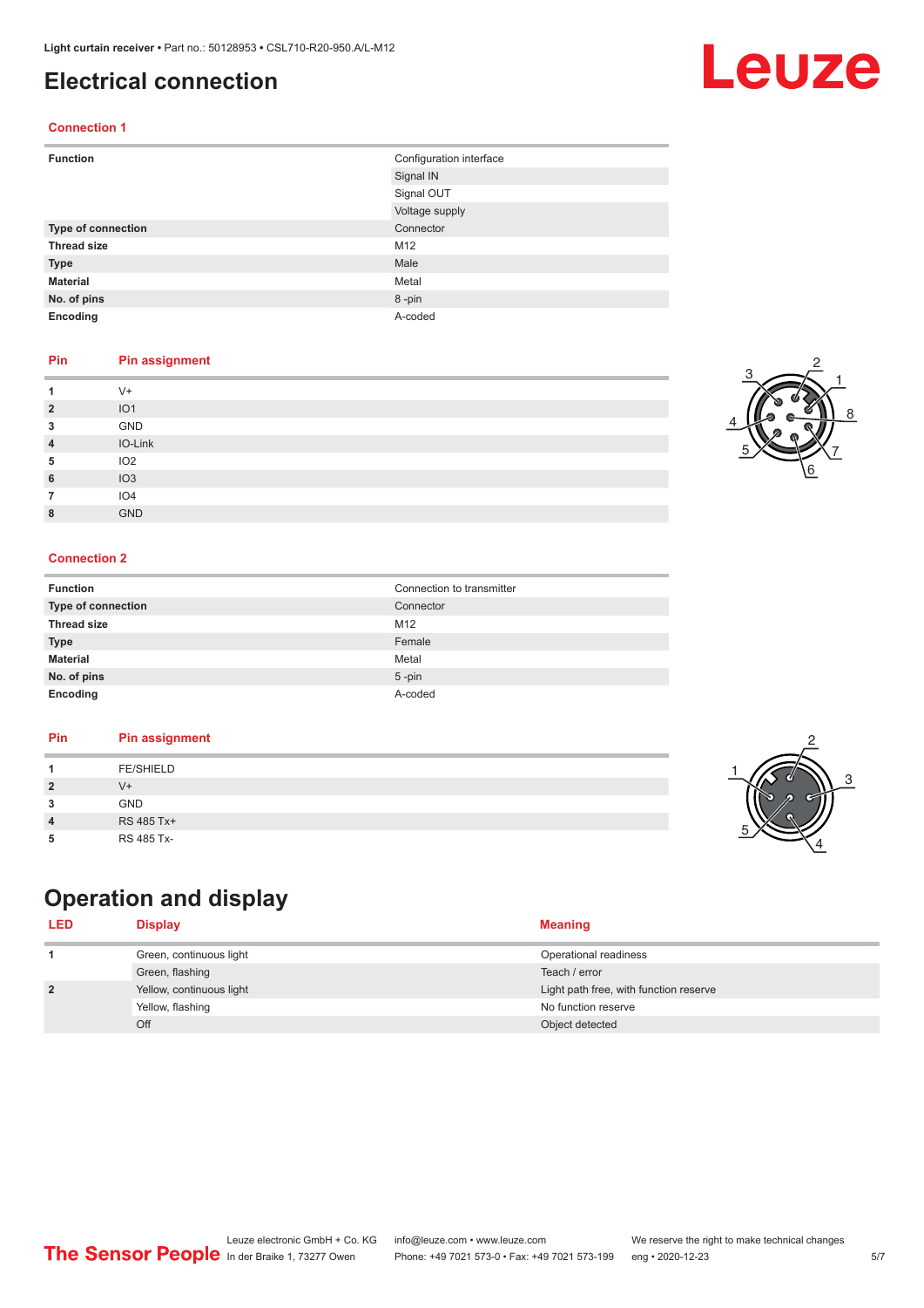# Electrical connection

## Connection 1

| Function | Configuration interface |
|---|---|
| | Signal IN |
| | Signal OUT |
| | Voltage supply |
| **Type of connection** | Connector |
| **Thread size** | M12 |
| **Type** | Male |
| **Material** | Metal |
| **No. of pins** | 8 -pin |
| **Encoding** | A-coded |

| Pin | Pin assignment |
|---|---|
| 1 | V+ |
| 2 | IO1 |
| 3 | GND |
| 4 | IO-Link |
| 5 | IO2 |
| 6 | IO3 |
| 7 | IO4 |
| 8 | GND |

## Connection 2

| Function | Connection to transmitter |
|---|---|
| **Type of connection** | Connector |
| **Thread size** | M12 |
| **Type** | Female |
| **Material** | Metal |
| **No. of pins** | 5 -pin |
| **Encoding** | A-coded |

| Pin | Pin assignment |
|---|---|
| 1 | FE/SHIELD |
| 2 | V+ |
| 3 | GND |
| 4 | RS 485 Tx+ |
| 5 | RS 485 Tx- |

# Operation and display

| LED | Display | Meaning |
|---|---|---|
| 1 | Green, continuous light | Operational readiness |
| | Green, flashing | Teach / error |
| 2 | Yellow, continuous light | Light path free, with function reserve |
| | Yellow, flashing | No function reserve |
| | Off | Object detected |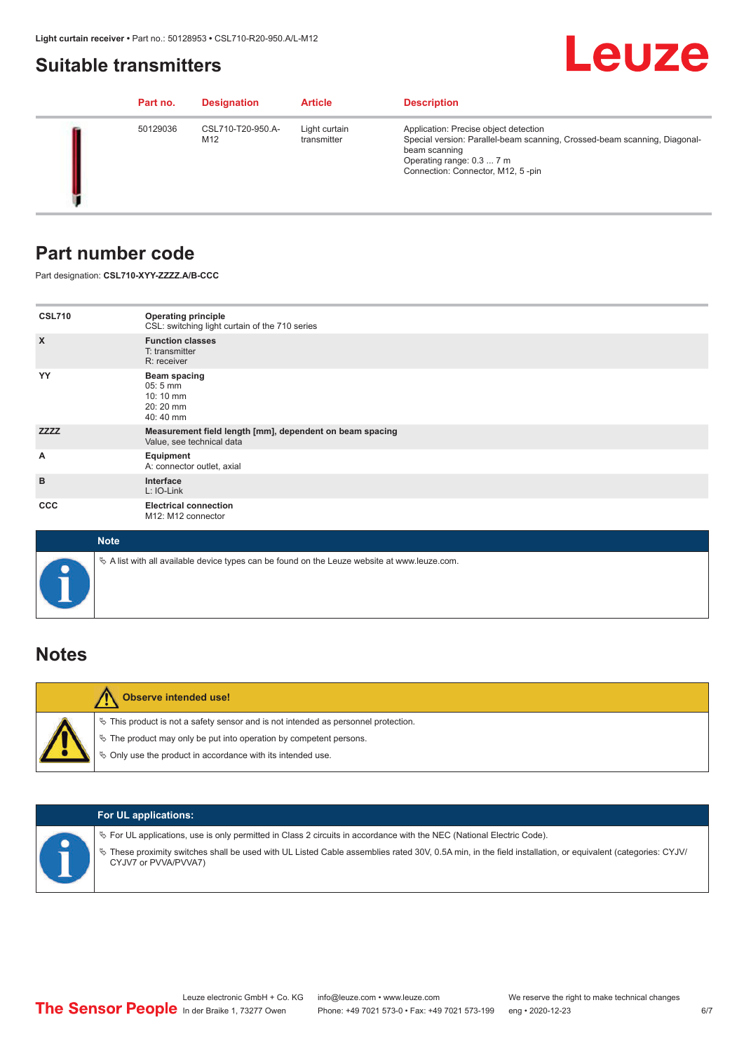## Suitable transmitters

| | Part no. | Designation | Article | Description |
|---|---|---|---|---|
| | 50129036 | CSL710-T20-950.A-M12 | Light curtain transmitter | Application: Precise object detection<br>Special version: Parallel-beam scanning, Crossed-beam scanning, Diagonal-beam scanning<br>Operating range: 0.3 ... 7 m<br>Connection: Connector, M12, 5 -pin |

## Part number code

Part designation: **CSL710-XYY-ZZZZ.A/B-CCC**

| | |
|---|---|
| **CSL710** | **Operating principle**<br>CSL: switching light curtain of the 710 series |
| **X** | **Function classes**<br>T: transmitter<br>R: receiver |
| **YY** | **Beam spacing**<br>05: 5 mm<br>10: 10 mm<br>20: 20 mm<br>40: 40 mm |
| **ZZZZ** | **Measurement field length [mm], dependent on beam spacing**<br>Value, see technical data |
| **A** | **Equipment**<br>A: connector outlet, axial |
| **B** | **Interface**<br>L: IO-Link |
| **CCC** | **Electrical connection**<br>M12: M12 connector |

**Note**

- A list with all available device types can be found on the Leuze website at www.leuze.com.

## Notes

**Observe intended use!**

- This product is not a safety sensor and is not intended as personnel protection.
- The product may only be put into operation by competent persons.
- Only use the product in accordance with its intended use.

**For UL applications:**

- For UL applications, use is only permitted in Class 2 circuits in accordance with the NEC (National Electric Code).
- These proximity switches shall be used with UL Listed Cable assemblies rated 30V, 0.5A min, in the field installation, or equivalent (categories: CYJV/CYJV7 or PVVA/PVVA7)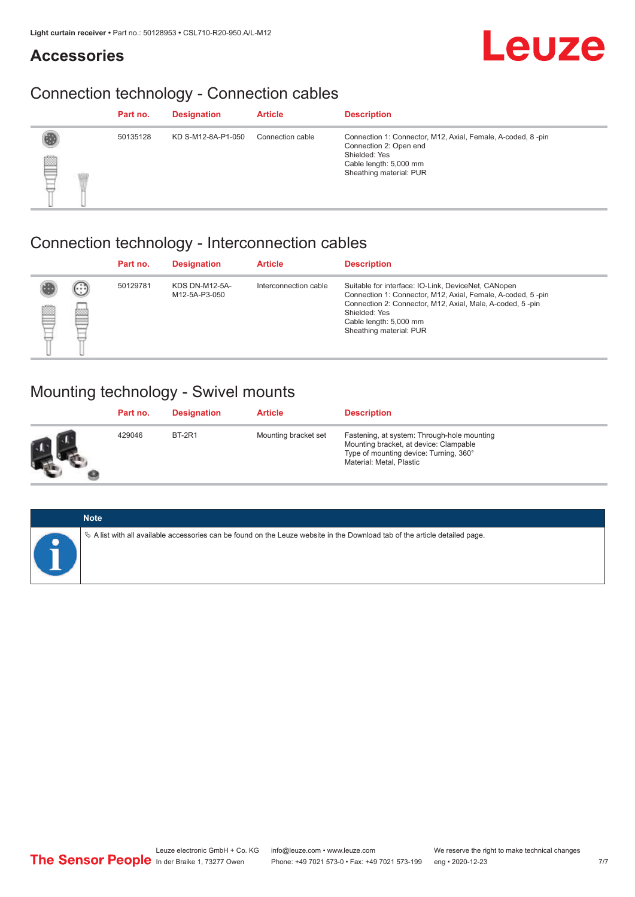## Accessories

## Connection technology - Connection cables

| | Part no. | Designation | Article | Description |
|---|---|---|---|---|
| | 50135128 | KD S-M12-8A-P1-050 | Connection cable | Connection 1: Connector, M12, Axial, Female, A-coded, 8 -pin<br>Connection 2: Open end<br>Shielded: Yes<br>Cable length: 5,000 mm<br>Sheathing material: PUR |

## Connection technology - Interconnection cables

| | Part no. | Designation | Article | Description |
|---|---|---|---|---|
| | 50129781 | KDS DN-M12-5A-M12-5A-P3-050 | Interconnection cable | Suitable for interface: IO-Link, DeviceNet, CANopen<br>Connection 1: Connector, M12, Axial, Female, A-coded, 5 -pin<br>Connection 2: Connector, M12, Axial, Male, A-coded, 5 -pin<br>Shielded: Yes<br>Cable length: 5,000 mm<br>Sheathing material: PUR |

## Mounting technology - Swivel mounts

| | Part no. | Designation | Article | Description |
|---|---|---|---|---|
| | 429046 | BT-2R1 | Mounting bracket set | Fastening, at system: Through-hole mounting<br>Mounting bracket, at device: Clampable<br>Type of mounting device: Turning, 360°<br>Material: Metal, Plastic |

**Note**

A list with all available accessories can be found on the Leuze website in the Download tab of the article detailed page.